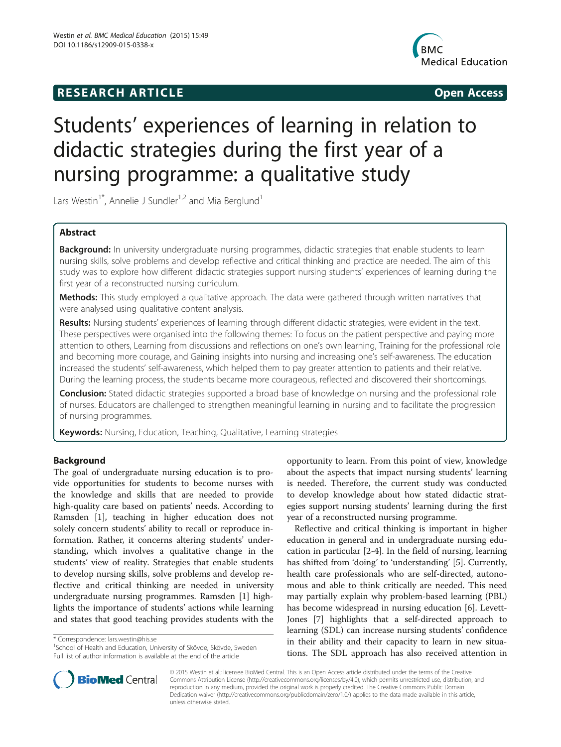RESEARCH ARTICLE Open Access

# Students' experiences of learning in relation to didactic strategies during the first year of a nursing programme: a qualitative study

Lars Westin[1*], Annelie J Sundler[1,2] and Mia Berglund[1]

## Abstract

**Background:** In university undergraduate nursing programmes, didactic strategies that enable students to learn nursing skills, solve problems and develop reflective and critical thinking and practice are needed. The aim of this study was to explore how different didactic strategies support nursing students' experiences of learning during the first year of a reconstructed nursing curriculum.

**Methods:** This study employed a qualitative approach. The data were gathered through written narratives that were analysed using qualitative content analysis.

**Results:** Nursing students' experiences of learning through different didactic strategies, were evident in the text. These perspectives were organised into the following themes: To focus on the patient perspective and paying more attention to others, Learning from discussions and reflections on one's own learning, Training for the professional role and becoming more courage, and Gaining insights into nursing and increasing one's self-awareness. The education increased the students' self-awareness, which helped them to pay greater attention to patients and their relative. During the learning process, the students became more courageous, reflected and discovered their shortcomings.

**Conclusion:** Stated didactic strategies supported a broad base of knowledge on nursing and the professional role of nurses. Educators are challenged to strengthen meaningful learning in nursing and to facilitate the progression of nursing programmes.

**Keywords:** Nursing, Education, Teaching, Qualitative, Learning strategies

## Background

The goal of undergraduate nursing education is to provide opportunities for students to become nurses with the knowledge and skills that are needed to provide high-quality care based on patients' needs. According to Ramsden [1], teaching in higher education does not solely concern students' ability to recall or reproduce information. Rather, it concerns altering students' understanding, which involves a qualitative change in the students' view of reality. Strategies that enable students to develop nursing skills, solve problems and develop reflective and critical thinking are needed in university undergraduate nursing programmes. Ramsden [1] highlights the importance of students' actions while learning and states that good teaching provides students with the opportunity to learn. From this point of view, knowledge about the aspects that impact nursing students' learning is needed. Therefore, the current study was conducted to develop knowledge about how stated didactic strategies support nursing students' learning during the first year of a reconstructed nursing programme.

Reflective and critical thinking is important in higher education in general and in undergraduate nursing education in particular [2-4]. In the field of nursing, learning has shifted from 'doing' to 'understanding' [5]. Currently, health care professionals who are self-directed, autonomous and able to think critically are needed. This need may partially explain why problem-based learning (PBL) has become widespread in nursing education [6]. Levett-Jones [7] highlights that a self-directed approach to learning (SDL) can increase nursing students' confidence in their ability and their capacity to learn in new situations. The SDL approach has also received attention in

\* Correspondence: lars.westin@his.se
[1]School of Health and Education, University of Skövde, Skövde, Sweden
Full list of author information is available at the end of the article

© 2015 Westin et al.; licensee BioMed Central. This is an Open Access article distributed under the terms of the Creative Commons Attribution License (http://creativecommons.org/licenses/by/4.0), which permits unrestricted use, distribution, and reproduction in any medium, provided the original work is properly credited. The Creative Commons Public Domain Dedication waiver (http://creativecommons.org/publicdomain/zero/1.0/) applies to the data made available in this article, unless otherwise stated.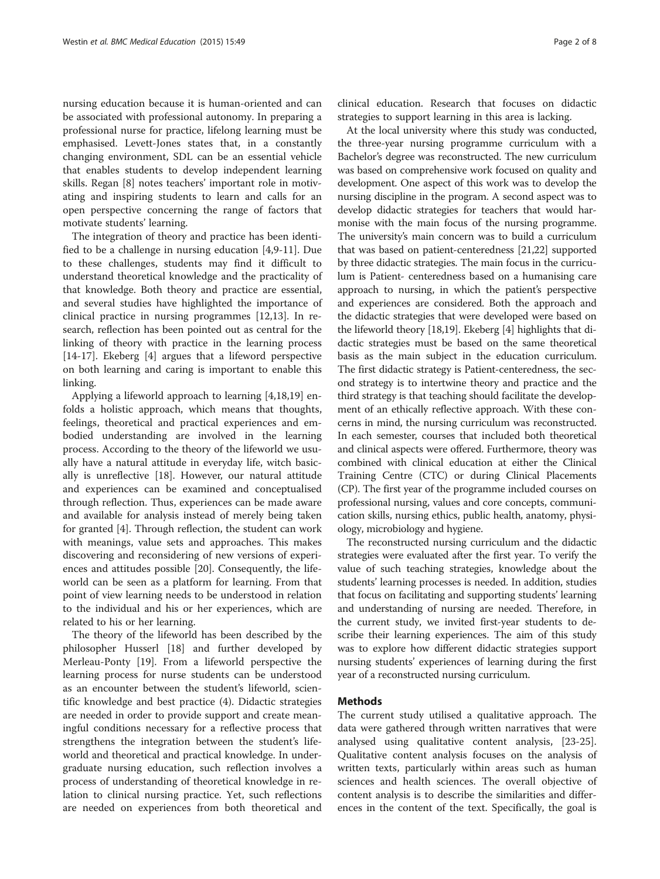nursing education because it is human-oriented and can be associated with professional autonomy. In preparing a professional nurse for practice, lifelong learning must be emphasised. Levett-Jones states that, in a constantly changing environment, SDL can be an essential vehicle that enables students to develop independent learning skills. Regan [8] notes teachers' important role in motivating and inspiring students to learn and calls for an open perspective concerning the range of factors that motivate students' learning.

The integration of theory and practice has been identified to be a challenge in nursing education [4,9-11]. Due to these challenges, students may find it difficult to understand theoretical knowledge and the practicality of that knowledge. Both theory and practice are essential, and several studies have highlighted the importance of clinical practice in nursing programmes [12,13]. In research, reflection has been pointed out as central for the linking of theory with practice in the learning process [14-17]. Ekeberg [4] argues that a lifeword perspective on both learning and caring is important to enable this linking.

Applying a lifeworld approach to learning [4,18,19] enfolds a holistic approach, which means that thoughts, feelings, theoretical and practical experiences and embodied understanding are involved in the learning process. According to the theory of the lifeworld we usually have a natural attitude in everyday life, witch basically is unreflective [18]. However, our natural attitude and experiences can be examined and conceptualised through reflection. Thus, experiences can be made aware and available for analysis instead of merely being taken for granted [4]. Through reflection, the student can work with meanings, value sets and approaches. This makes discovering and reconsidering of new versions of experiences and attitudes possible [20]. Consequently, the lifeworld can be seen as a platform for learning. From that point of view learning needs to be understood in relation to the individual and his or her experiences, which are related to his or her learning.

The theory of the lifeworld has been described by the philosopher Husserl [18] and further developed by Merleau-Ponty [19]. From a lifeworld perspective the learning process for nurse students can be understood as an encounter between the student's lifeworld, scientific knowledge and best practice (4). Didactic strategies are needed in order to provide support and create meaningful conditions necessary for a reflective process that strengthens the integration between the student's lifeworld and theoretical and practical knowledge. In undergraduate nursing education, such reflection involves a process of understanding of theoretical knowledge in relation to clinical nursing practice. Yet, such reflections are needed on experiences from both theoretical and clinical education. Research that focuses on didactic strategies to support learning in this area is lacking.

At the local university where this study was conducted, the three-year nursing programme curriculum with a Bachelor's degree was reconstructed. The new curriculum was based on comprehensive work focused on quality and development. One aspect of this work was to develop the nursing discipline in the program. A second aspect was to develop didactic strategies for teachers that would harmonise with the main focus of the nursing programme. The university's main concern was to build a curriculum that was based on patient-centeredness [21,22] supported by three didactic strategies. The main focus in the curriculum is Patient- centeredness based on a humanising care approach to nursing, in which the patient's perspective and experiences are considered. Both the approach and the didactic strategies that were developed were based on the lifeworld theory [18,19]. Ekeberg [4] highlights that didactic strategies must be based on the same theoretical basis as the main subject in the education curriculum. The first didactic strategy is Patient-centeredness, the second strategy is to intertwine theory and practice and the third strategy is that teaching should facilitate the development of an ethically reflective approach. With these concerns in mind, the nursing curriculum was reconstructed. In each semester, courses that included both theoretical and clinical aspects were offered. Furthermore, theory was combined with clinical education at either the Clinical Training Centre (CTC) or during Clinical Placements (CP). The first year of the programme included courses on professional nursing, values and core concepts, communication skills, nursing ethics, public health, anatomy, physiology, microbiology and hygiene.

The reconstructed nursing curriculum and the didactic strategies were evaluated after the first year. To verify the value of such teaching strategies, knowledge about the students' learning processes is needed. In addition, studies that focus on facilitating and supporting students' learning and understanding of nursing are needed. Therefore, in the current study, we invited first-year students to describe their learning experiences. The aim of this study was to explore how different didactic strategies support nursing students' experiences of learning during the first year of a reconstructed nursing curriculum.

## Methods

The current study utilised a qualitative approach. The data were gathered through written narratives that were analysed using qualitative content analysis, [23-25]. Qualitative content analysis focuses on the analysis of written texts, particularly within areas such as human sciences and health sciences. The overall objective of content analysis is to describe the similarities and differences in the content of the text. Specifically, the goal is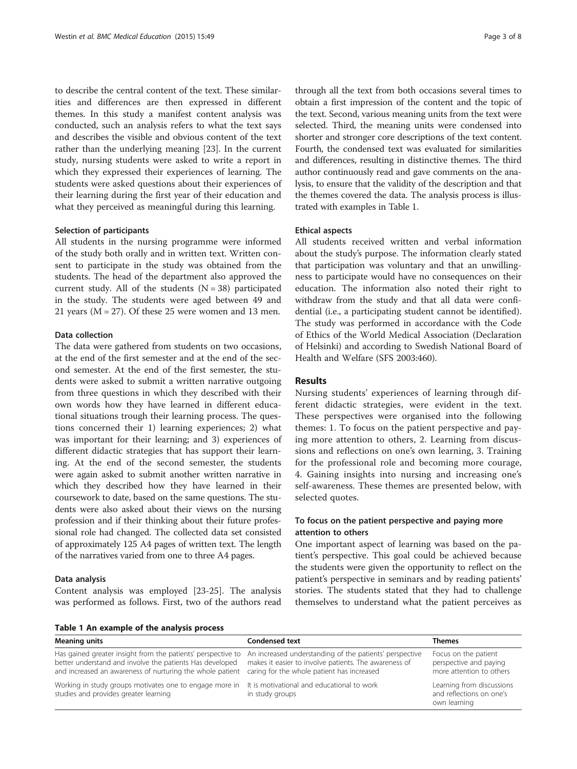to describe the central content of the text. These similarities and differences are then expressed in different themes. In this study a manifest content analysis was conducted, such an analysis refers to what the text says and describes the visible and obvious content of the text rather than the underlying meaning [23]. In the current study, nursing students were asked to write a report in which they expressed their experiences of learning. The students were asked questions about their experiences of their learning during the first year of their education and what they perceived as meaningful during this learning.

#### Selection of participants

All students in the nursing programme were informed of the study both orally and in written text. Written consent to participate in the study was obtained from the students. The head of the department also approved the current study. All of the students (N = 38) participated in the study. The students were aged between 49 and 21 years (M = 27). Of these 25 were women and 13 men.

#### Data collection

The data were gathered from students on two occasions, at the end of the first semester and at the end of the second semester. At the end of the first semester, the students were asked to submit a written narrative outgoing from three questions in which they described with their own words how they have learned in different educational situations trough their learning process. The questions concerned their 1) learning experiences; 2) what was important for their learning; and 3) experiences of different didactic strategies that has support their learning. At the end of the second semester, the students were again asked to submit another written narrative in which they described how they have learned in their coursework to date, based on the same questions. The students were also asked about their views on the nursing profession and if their thinking about their future professional role had changed. The collected data set consisted of approximately 125 A4 pages of written text. The length of the narratives varied from one to three A4 pages.

#### Data analysis

Content analysis was employed [23-25]. The analysis was performed as follows. First, two of the authors read through all the text from both occasions several times to obtain a first impression of the content and the topic of the text. Second, various meaning units from the text were selected. Third, the meaning units were condensed into shorter and stronger core descriptions of the text content. Fourth, the condensed text was evaluated for similarities and differences, resulting in distinctive themes. The third author continuously read and gave comments on the analysis, to ensure that the validity of the description and that the themes covered the data. The analysis process is illustrated with examples in Table 1.

#### Ethical aspects

All students received written and verbal information about the study's purpose. The information clearly stated that participation was voluntary and that an unwillingness to participate would have no consequences on their education. The information also noted their right to withdraw from the study and that all data were confidential (i.e., a participating student cannot be identified). The study was performed in accordance with the Code of Ethics of the World Medical Association (Declaration of Helsinki) and according to Swedish National Board of Health and Welfare (SFS 2003:460).

## Results

Nursing students' experiences of learning through different didactic strategies, were evident in the text. These perspectives were organised into the following themes: 1. To focus on the patient perspective and paying more attention to others, 2. Learning from discussions and reflections on one's own learning, 3. Training for the professional role and becoming more courage, 4. Gaining insights into nursing and increasing one's self-awareness. These themes are presented below, with selected quotes.

### To focus on the patient perspective and paying more attention to others

One important aspect of learning was based on the patient's perspective. This goal could be achieved because the students were given the opportunity to reflect on the patient's perspective in seminars and by reading patients' stories. The students stated that they had to challenge themselves to understand what the patient perceives as

**Table 1 An example of the analysis process**

| Meaning units | Condensed text | Themes |
|---|---|---|
| Has gained greater insight from the patients' perspective to better understand and involve the patients Has developed and increased an awareness of nurturing the whole patient | An increased understanding of the patients' perspective makes it easier to involve patients. The awareness of caring for the whole patient has increased | Focus on the patient perspective and paying more attention to others |
| Working in study groups motivates one to engage more in studies and provides greater learning | It is motivational and educational to work in study groups | Learning from discussions and reflections on one's own learning |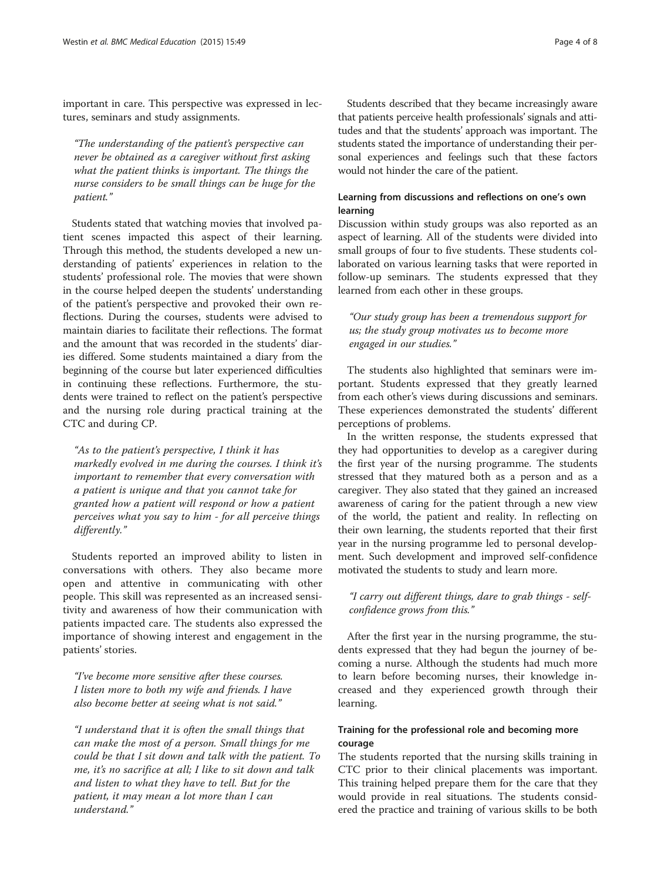important in care. This perspective was expressed in lectures, seminars and study assignments.

> *"The understanding of the patient's perspective can never be obtained as a caregiver without first asking what the patient thinks is important. The things the nurse considers to be small things can be huge for the patient."*

Students stated that watching movies that involved patient scenes impacted this aspect of their learning. Through this method, the students developed a new understanding of patients' experiences in relation to the students' professional role. The movies that were shown in the course helped deepen the students' understanding of the patient's perspective and provoked their own reflections. During the courses, students were advised to maintain diaries to facilitate their reflections. The format and the amount that was recorded in the students' diaries differed. Some students maintained a diary from the beginning of the course but later experienced difficulties in continuing these reflections. Furthermore, the students were trained to reflect on the patient's perspective and the nursing role during practical training at the CTC and during CP.

> *"As to the patient's perspective, I think it has markedly evolved in me during the courses. I think it's important to remember that every conversation with a patient is unique and that you cannot take for granted how a patient will respond or how a patient perceives what you say to him - for all perceive things differently."*

Students reported an improved ability to listen in conversations with others. They also became more open and attentive in communicating with other people. This skill was represented as an increased sensitivity and awareness of how their communication with patients impacted care. The students also expressed the importance of showing interest and engagement in the patients' stories.

> *"I've become more sensitive after these courses. I listen more to both my wife and friends. I have also become better at seeing what is not said."*

> *"I understand that it is often the small things that can make the most of a person. Small things for me could be that I sit down and talk with the patient. To me, it's no sacrifice at all; I like to sit down and talk and listen to what they have to tell. But for the patient, it may mean a lot more than I can understand."*

Students described that they became increasingly aware that patients perceive health professionals' signals and attitudes and that the students' approach was important. The students stated the importance of understanding their personal experiences and feelings such that these factors would not hinder the care of the patient.

### Learning from discussions and reflections on one's own learning

Discussion within study groups was also reported as an aspect of learning. All of the students were divided into small groups of four to five students. These students collaborated on various learning tasks that were reported in follow-up seminars. The students expressed that they learned from each other in these groups.

> *"Our study group has been a tremendous support for us; the study group motivates us to become more engaged in our studies."*

The students also highlighted that seminars were important. Students expressed that they greatly learned from each other's views during discussions and seminars. These experiences demonstrated the students' different perceptions of problems.

In the written response, the students expressed that they had opportunities to develop as a caregiver during the first year of the nursing programme. The students stressed that they matured both as a person and as a caregiver. They also stated that they gained an increased awareness of caring for the patient through a new view of the world, the patient and reality. In reflecting on their own learning, the students reported that their first year in the nursing programme led to personal development. Such development and improved self-confidence motivated the students to study and learn more.

> *"I carry out different things, dare to grab things - self-confidence grows from this."*

After the first year in the nursing programme, the students expressed that they had begun the journey of becoming a nurse. Although the students had much more to learn before becoming nurses, their knowledge increased and they experienced growth through their learning.

### Training for the professional role and becoming more courage

The students reported that the nursing skills training in CTC prior to their clinical placements was important. This training helped prepare them for the care that they would provide in real situations. The students considered the practice and training of various skills to be both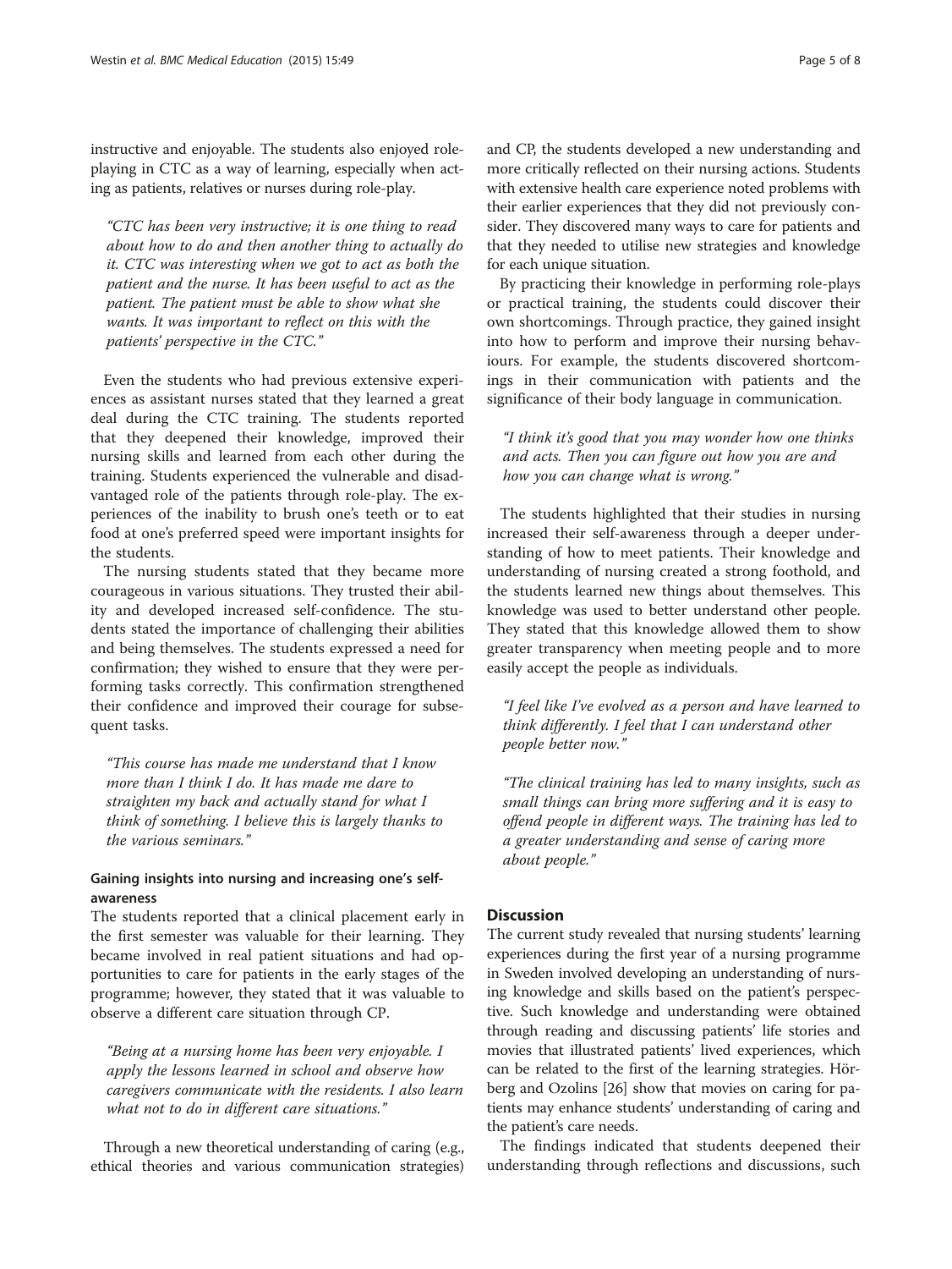instructive and enjoyable. The students also enjoyed role-playing in CTC as a way of learning, especially when acting as patients, relatives or nurses during role-play.

> *"CTC has been very instructive; it is one thing to read about how to do and then another thing to actually do it. CTC was interesting when we got to act as both the patient and the nurse. It has been useful to act as the patient. The patient must be able to show what she wants. It was important to reflect on this with the patients' perspective in the CTC."*

Even the students who had previous extensive experiences as assistant nurses stated that they learned a great deal during the CTC training. The students reported that they deepened their knowledge, improved their nursing skills and learned from each other during the training. Students experienced the vulnerable and disadvantaged role of the patients through role-play. The experiences of the inability to brush one's teeth or to eat food at one's preferred speed were important insights for the students.

The nursing students stated that they became more courageous in various situations. They trusted their ability and developed increased self-confidence. The students stated the importance of challenging their abilities and being themselves. The students expressed a need for confirmation; they wished to ensure that they were performing tasks correctly. This confirmation strengthened their confidence and improved their courage for subsequent tasks.

> *"This course has made me understand that I know more than I think I do. It has made me dare to straighten my back and actually stand for what I think of something. I believe this is largely thanks to the various seminars."*

### Gaining insights into nursing and increasing one's self-awareness

The students reported that a clinical placement early in the first semester was valuable for their learning. They became involved in real patient situations and had opportunities to care for patients in the early stages of the programme; however, they stated that it was valuable to observe a different care situation through CP.

> *"Being at a nursing home has been very enjoyable. I apply the lessons learned in school and observe how caregivers communicate with the residents. I also learn what not to do in different care situations."*

Through a new theoretical understanding of caring (e.g., ethical theories and various communication strategies) and CP, the students developed a new understanding and more critically reflected on their nursing actions. Students with extensive health care experience noted problems with their earlier experiences that they did not previously consider. They discovered many ways to care for patients and that they needed to utilise new strategies and knowledge for each unique situation.

By practicing their knowledge in performing role-plays or practical training, the students could discover their own shortcomings. Through practice, they gained insight into how to perform and improve their nursing behaviours. For example, the students discovered shortcomings in their communication with patients and the significance of their body language in communication.

> *"I think it's good that you may wonder how one thinks and acts. Then you can figure out how you are and how you can change what is wrong."*

The students highlighted that their studies in nursing increased their self-awareness through a deeper understanding of how to meet patients. Their knowledge and understanding of nursing created a strong foothold, and the students learned new things about themselves. This knowledge was used to better understand other people. They stated that this knowledge allowed them to show greater transparency when meeting people and to more easily accept the people as individuals.

> *"I feel like I've evolved as a person and have learned to think differently. I feel that I can understand other people better now."*

> *"The clinical training has led to many insights, such as small things can bring more suffering and it is easy to offend people in different ways. The training has led to a greater understanding and sense of caring more about people."*

## Discussion

The current study revealed that nursing students' learning experiences during the first year of a nursing programme in Sweden involved developing an understanding of nursing knowledge and skills based on the patient's perspective. Such knowledge and understanding were obtained through reading and discussing patients' life stories and movies that illustrated patients' lived experiences, which can be related to the first of the learning strategies. Hörberg and Ozolins [26] show that movies on caring for patients may enhance students' understanding of caring and the patient's care needs.

The findings indicated that students deepened their understanding through reflections and discussions, such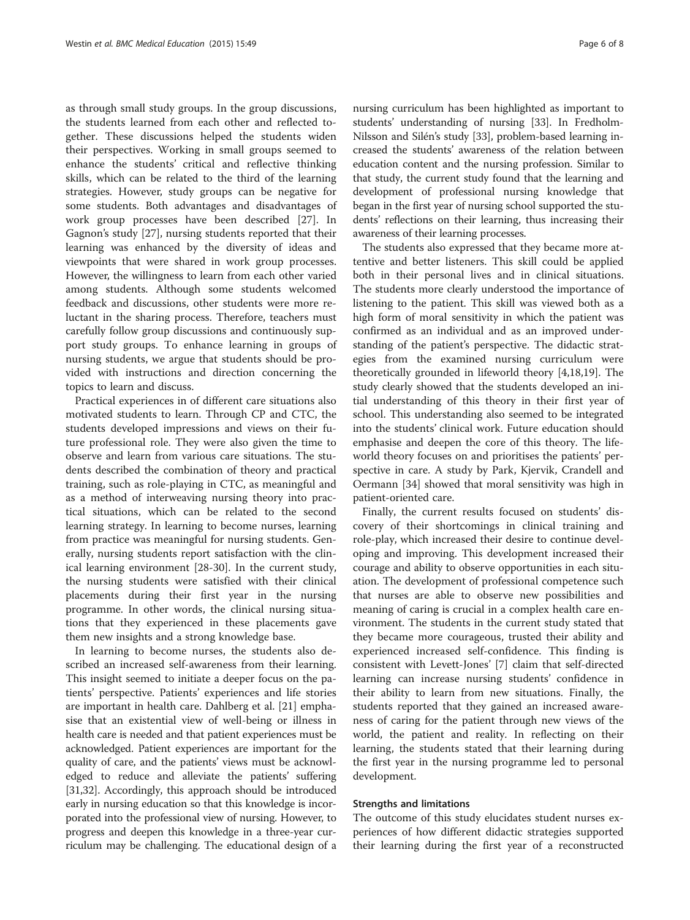as through small study groups. In the group discussions, the students learned from each other and reflected together. These discussions helped the students widen their perspectives. Working in small groups seemed to enhance the students' critical and reflective thinking skills, which can be related to the third of the learning strategies. However, study groups can be negative for some students. Both advantages and disadvantages of work group processes have been described [27]. In Gagnon's study [27], nursing students reported that their learning was enhanced by the diversity of ideas and viewpoints that were shared in work group processes. However, the willingness to learn from each other varied among students. Although some students welcomed feedback and discussions, other students were more reluctant in the sharing process. Therefore, teachers must carefully follow group discussions and continuously support study groups. To enhance learning in groups of nursing students, we argue that students should be provided with instructions and direction concerning the topics to learn and discuss.

Practical experiences in of different care situations also motivated students to learn. Through CP and CTC, the students developed impressions and views on their future professional role. They were also given the time to observe and learn from various care situations. The students described the combination of theory and practical training, such as role-playing in CTC, as meaningful and as a method of interweaving nursing theory into practical situations, which can be related to the second learning strategy. In learning to become nurses, learning from practice was meaningful for nursing students. Generally, nursing students report satisfaction with the clinical learning environment [28-30]. In the current study, the nursing students were satisfied with their clinical placements during their first year in the nursing programme. In other words, the clinical nursing situations that they experienced in these placements gave them new insights and a strong knowledge base.

In learning to become nurses, the students also described an increased self-awareness from their learning. This insight seemed to initiate a deeper focus on the patients' perspective. Patients' experiences and life stories are important in health care. Dahlberg et al. [21] emphasise that an existential view of well-being or illness in health care is needed and that patient experiences must be acknowledged. Patient experiences are important for the quality of care, and the patients' views must be acknowledged to reduce and alleviate the patients' suffering [31,32]. Accordingly, this approach should be introduced early in nursing education so that this knowledge is incorporated into the professional view of nursing. However, to progress and deepen this knowledge in a three-year curriculum may be challenging. The educational design of a nursing curriculum has been highlighted as important to students' understanding of nursing [33]. In Fredholm-Nilsson and Silén's study [33], problem-based learning increased the students' awareness of the relation between education content and the nursing profession. Similar to that study, the current study found that the learning and development of professional nursing knowledge that began in the first year of nursing school supported the students' reflections on their learning, thus increasing their awareness of their learning processes.

The students also expressed that they became more attentive and better listeners. This skill could be applied both in their personal lives and in clinical situations. The students more clearly understood the importance of listening to the patient. This skill was viewed both as a high form of moral sensitivity in which the patient was confirmed as an individual and as an improved understanding of the patient's perspective. The didactic strategies from the examined nursing curriculum were theoretically grounded in lifeworld theory [4,18,19]. The study clearly showed that the students developed an initial understanding of this theory in their first year of school. This understanding also seemed to be integrated into the students' clinical work. Future education should emphasise and deepen the core of this theory. The lifeworld theory focuses on and prioritises the patients' perspective in care. A study by Park, Kjervik, Crandell and Oermann [34] showed that moral sensitivity was high in patient-oriented care.

Finally, the current results focused on students' discovery of their shortcomings in clinical training and role-play, which increased their desire to continue developing and improving. This development increased their courage and ability to observe opportunities in each situation. The development of professional competence such that nurses are able to observe new possibilities and meaning of caring is crucial in a complex health care environment. The students in the current study stated that they became more courageous, trusted their ability and experienced increased self-confidence. This finding is consistent with Levett-Jones' [7] claim that self-directed learning can increase nursing students' confidence in their ability to learn from new situations. Finally, the students reported that they gained an increased awareness of caring for the patient through new views of the world, the patient and reality. In reflecting on their learning, the students stated that their learning during the first year in the nursing programme led to personal development.

#### Strengths and limitations

The outcome of this study elucidates student nurses experiences of how different didactic strategies supported their learning during the first year of a reconstructed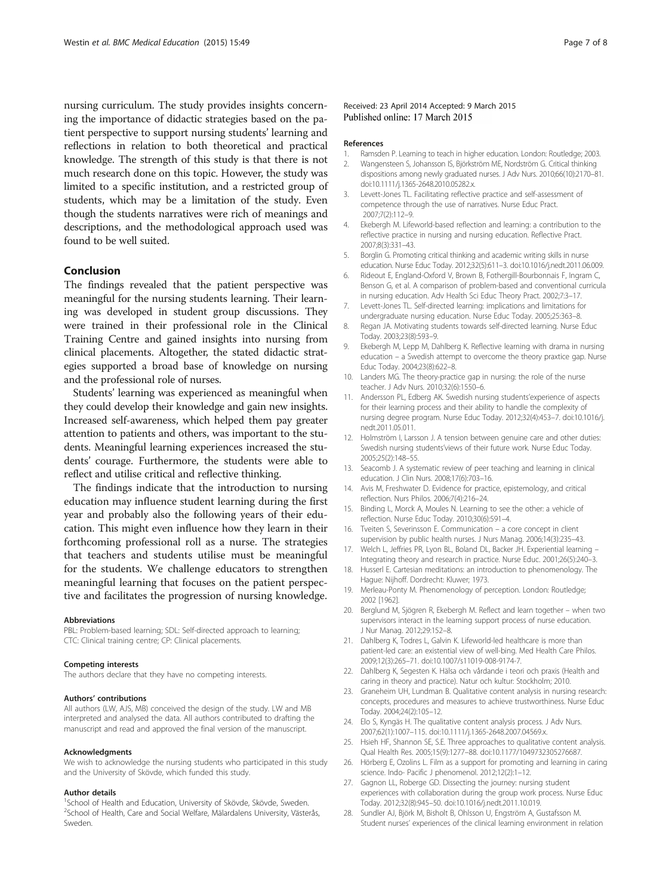nursing curriculum. The study provides insights concerning the importance of didactic strategies based on the patient perspective to support nursing students' learning and reflections in relation to both theoretical and practical knowledge. The strength of this study is that there is not much research done on this topic. However, the study was limited to a specific institution, and a restricted group of students, which may be a limitation of the study. Even though the students narratives were rich of meanings and descriptions, and the methodological approach used was found to be well suited.

## Conclusion

The findings revealed that the patient perspective was meaningful for the nursing students learning. Their learning was developed in student group discussions. They were trained in their professional role in the Clinical Training Centre and gained insights into nursing from clinical placements. Altogether, the stated didactic strategies supported a broad base of knowledge on nursing and the professional role of nurses.

Students' learning was experienced as meaningful when they could develop their knowledge and gain new insights. Increased self-awareness, which helped them pay greater attention to patients and others, was important to the students. Meaningful learning experiences increased the students' courage. Furthermore, the students were able to reflect and utilise critical and reflective thinking.

The findings indicate that the introduction to nursing education may influence student learning during the first year and probably also the following years of their education. This might even influence how they learn in their forthcoming professional roll as a nurse. The strategies that teachers and students utilise must be meaningful for the students. We challenge educators to strengthen meaningful learning that focuses on the patient perspective and facilitates the progression of nursing knowledge.

#### Abbreviations

PBL: Problem-based learning; SDL: Self-directed approach to learning; CTC: Clinical training centre; CP: Clinical placements.

#### Competing interests

The authors declare that they have no competing interests.

#### Authors' contributions

All authors (LW, AJS, MB) conceived the design of the study. LW and MB interpreted and analysed the data. All authors contributed to drafting the manuscript and read and approved the final version of the manuscript.

#### Acknowledgments

We wish to acknowledge the nursing students who participated in this study and the University of Skövde, which funded this study.

#### Author details

[1]School of Health and Education, University of Skövde, Skövde, Sweden. [2]School of Health, Care and Social Welfare, Mälardalens University, Västerås, Sweden.

Received: 23 April 2014 Accepted: 9 March 2015
Published online: 17 March 2015

#### References

1. Ramsden P. Learning to teach in higher education. London: Routledge; 2003.
2. Wangensteen S, Johansson IS, Björkström ME, Nordström G. Critical thinking dispositions among newly graduated nurses. J Adv Nurs. 2010;66(10):2170–81. doi:10.1111/j.1365-2648.2010.05282.x.
3. Levett-Jones TL. Facilitating reflective practice and self-assessment of competence through the use of narratives. Nurse Educ Pract. 2007;7(2):112–9.
4. Ekebergh M. Lifeworld-based reflection and learning: a contribution to the reflective practice in nursing and nursing education. Reflective Pract. 2007;8(3):331–43.
5. Borglin G. Promoting critical thinking and academic writing skills in nurse education. Nurse Educ Today. 2012;32(5):611–3. doi:10.1016/j.nedt.2011.06.009.
6. Rideout E, England-Oxford V, Brown B, Fothergill-Bourbonnais F, Ingram C, Benson G, et al. A comparison of problem-based and conventional curricula in nursing education. Adv Health Sci Educ Theory Pract. 2002;7:3–17.
7. Levett-Jones TL. Self-directed learning: implications and limitations for undergraduate nursing education. Nurse Educ Today. 2005;25:363–8.
8. Regan JA. Motivating students towards self-directed learning. Nurse Educ Today. 2003;23(8):593–9.
9. Ekebergh M, Lepp M, Dahlberg K. Reflective learning with drama in nursing education – a Swedish attempt to overcome the theory praxtice gap. Nurse Educ Today. 2004;23(8):622–8.
10. Landers MG. The theory-practice gap in nursing: the role of the nurse teacher. J Adv Nurs. 2010;32(6):1550–6.
11. Andersson PL, Edberg AK. Swedish nursing students'experience of aspects for their learning process and their ability to handle the complexity of nursing degree program. Nurse Educ Today. 2012;32(4):453–7. doi:10.1016/j.nedt.2011.05.011.
12. Holmström I, Larsson J. A tension between genuine care and other duties: Swedish nursing students'views of their future work. Nurse Educ Today. 2005;25(2):148–55.
13. Seacomb J. A systematic review of peer teaching and learning in clinical education. J Clin Nurs. 2008;17(6):703–16.
14. Avis M, Freshwater D. Evidence for practice, epistemology, and critical reflection. Nurs Philos. 2006;7(4):216–24.
15. Binding L, Morck A, Moules N. Learning to see the other: a vehicle of reflection. Nurse Educ Today. 2010;30(6):591–4.
16. Tveiten S, Severinsson E. Communication – a core concept in client supervision by public health nurses. J Nurs Manag. 2006;14(3):235–43.
17. Welch L, Jeffries PR, Lyon BL, Boland DL, Backer JH. Experiential learning – Integrating theory and research in practice. Nurse Educ. 2001;26(5):240–3.
18. Husserl E. Cartesian meditations: an introduction to phenomenology. The Hague: Nijhoff. Dordrecht: Kluwer; 1973.
19. Merleau-Ponty M. Phenomenology of perception. London: Routledge; 2002 [1962].
20. Berglund M, Sjögren R, Ekebergh M. Reflect and learn together – when two supervisors interact in the learning support process of nurse education. J Nur Management. 2012;29:152–8.
21. Dahlberg K, Todres L, Galvin K. Lifeworld-led healthcare is more than patient-led care: an existential view of well-bing. Med Health Care Philos. 2009;12(3):265–71. doi:10.1007/s11019-008-9174-7.
22. Dahlberg K, Segesten K. Hälsa och vårdande i teori och praxis (Health and caring in theory and practice). Natur och kultur: Stockholm; 2010.
23. Graneheim UH, Lundman B. Qualitative content analysis in nursing research: concepts, procedures and measures to achieve trustworthiness. Nurse Educ Today. 2004;24(2):105–12.
24. Elo S, Kyngäs H. The qualitative content analysis process. J Adv Nurs. 2007;62(1):1007–115. doi:10.1111/j.1365-2648.2007.04569.x.
25. Hsieh HF, Shannon SE, S.E. Three approaches to qualitative content analysis. Qual Health Res. 2005;15(9):1277–88. doi:10.1177/1049732305276687.
26. Hörberg E, Ozolins L. Film as a support for promoting and learning in caring science. Indo- Pacific J phenomenol. 2012;12(2):1–12.
27. Gagnon LL, Roberge GD. Dissecting the journey: nursing student experiences with collaboration during the group work process. Nurse Educ Today. 2012;32(8):945–50. doi:10.1016/j.nedt.2011.10.019.
28. Sundler AJ, Björk M, Bisholt B, Ohlsson U, Engström A, Gustafsson M. Student nurses' experiences of the clinical learning environment in relation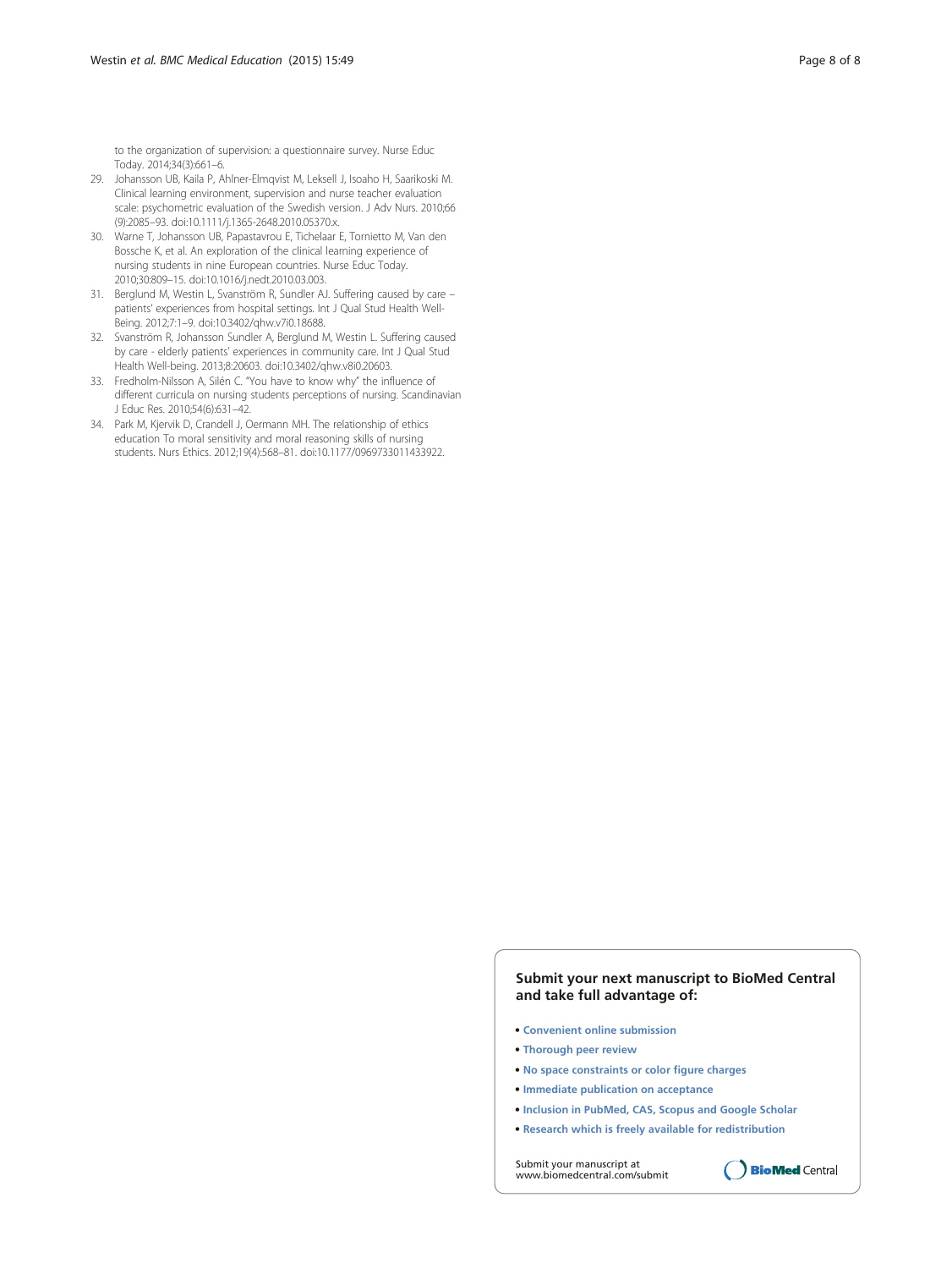to the organization of supervision: a questionnaire survey. Nurse Educ Today. 2014;34(3):661–6.

29. Johansson UB, Kaila P, Ahlner-Elmqvist M, Leksell J, Isoaho H, Saarikoski M. Clinical learning environment, supervision and nurse teacher evaluation scale: psychometric evaluation of the Swedish version. J Adv Nurs. 2010;66 (9):2085–93. doi:10.1111/j.1365-2648.2010.05370.x.
30. Warne T, Johansson UB, Papastavrou E, Tichelaar E, Tornietto M, Van den Bossche K, et al. An exploration of the clinical learning experience of nursing students in nine European countries. Nurse Educ Today. 2010;30:809–15. doi:10.1016/j.nedt.2010.03.003.
31. Berglund M, Westin L, Svanström R, Sundler AJ. Suffering caused by care – patients' experiences from hospital settings. Int J Qual Stud Health Well-Being. 2012;7:1–9. doi:10.3402/qhw.v7i0.18688.
32. Svanström R, Johansson Sundler A, Berglund M, Westin L. Suffering caused by care - elderly patients' experiences in community care. Int J Qual Stud Health Well-being. 2013;8:20603. doi:10.3402/qhw.v8i0.20603.
33. Fredholm-Nilsson A, Silén C. "You have to know why" the influence of different curricula on nursing students perceptions of nursing. Scandinavian J Educ Res. 2010;54(6):631–42.
34. Park M, Kjervik D, Crandell J, Oermann MH. The relationship of ethics education To moral sensitivity and moral reasoning skills of nursing students. Nurs Ethics. 2012;19(4):568–81. doi:10.1177/0969733011433922.

**Submit your next manuscript to BioMed Central and take full advantage of:**

- **Convenient online submission**
- **Thorough peer review**
- **No space constraints or color figure charges**
- **Immediate publication on acceptance**
- **Inclusion in PubMed, CAS, Scopus and Google Scholar**
- **Research which is freely available for redistribution**

Submit your manuscript at
www.biomedcentral.com/submit

BioMed Central